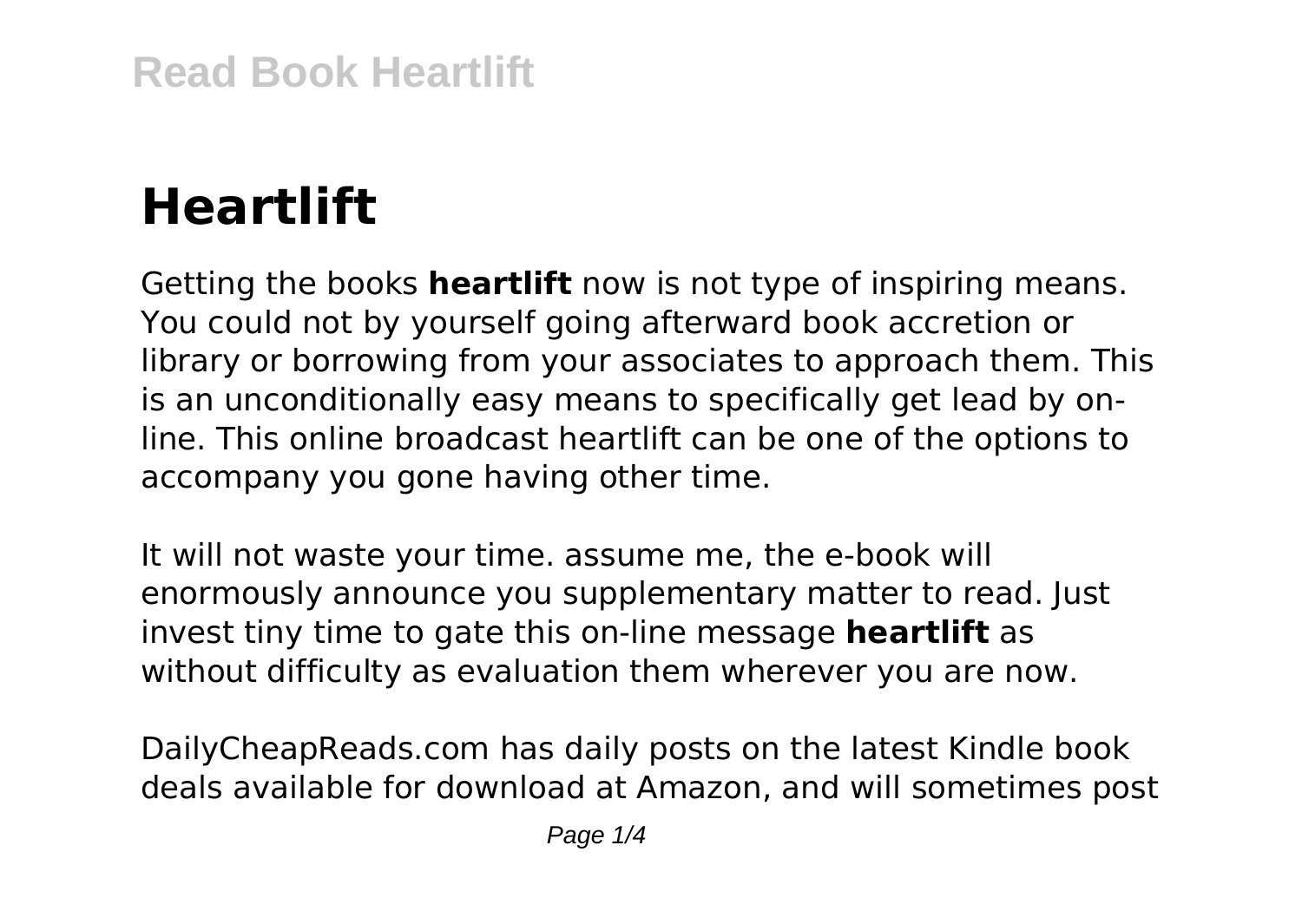# Heartlift

Getting the books **heartlift** now is not type of inspiring means. You could not by yourself going afterward book accretion or library or borrowing from your associates to approach them. This is an unconditionally easy means to specifically get lead by on-line. This online broadcast heartlift can be one of the options to accompany you gone having other time.

It will not waste your time. assume me, the e-book will enormously announce you supplementary matter to read. Just invest tiny time to gate this on-line message **heartlift** as without difficulty as evaluation them wherever you are now.

DailyCheapReads.com has daily posts on the latest Kindle book deals available for download at Amazon, and will sometimes post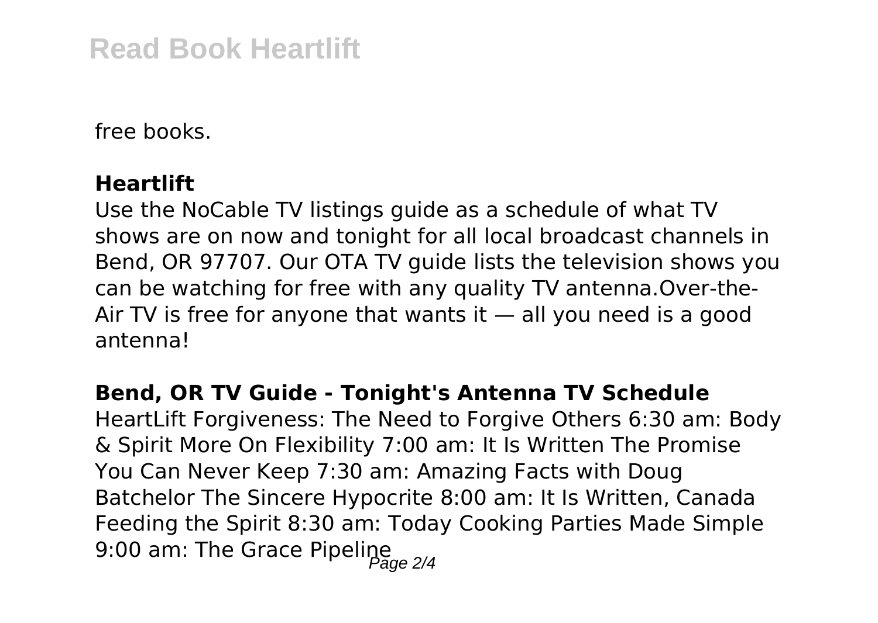free books.

**Heartlift**

Use the NoCable TV listings guide as a schedule of what TV shows are on now and tonight for all local broadcast channels in Bend, OR 97707. Our OTA TV guide lists the television shows you can be watching for free with any quality TV antenna.Over-the-Air TV is free for anyone that wants it — all you need is a good antenna!

**Bend, OR TV Guide - Tonight's Antenna TV Schedule**

HeartLift Forgiveness: The Need to Forgive Others 6:30 am: Body & Spirit More On Flexibility 7:00 am: It Is Written The Promise You Can Never Keep 7:30 am: Amazing Facts with Doug Batchelor The Sincere Hypocrite 8:00 am: It Is Written, Canada Feeding the Spirit 8:30 am: Today Cooking Parties Made Simple 9:00 am: The Grace Pipeline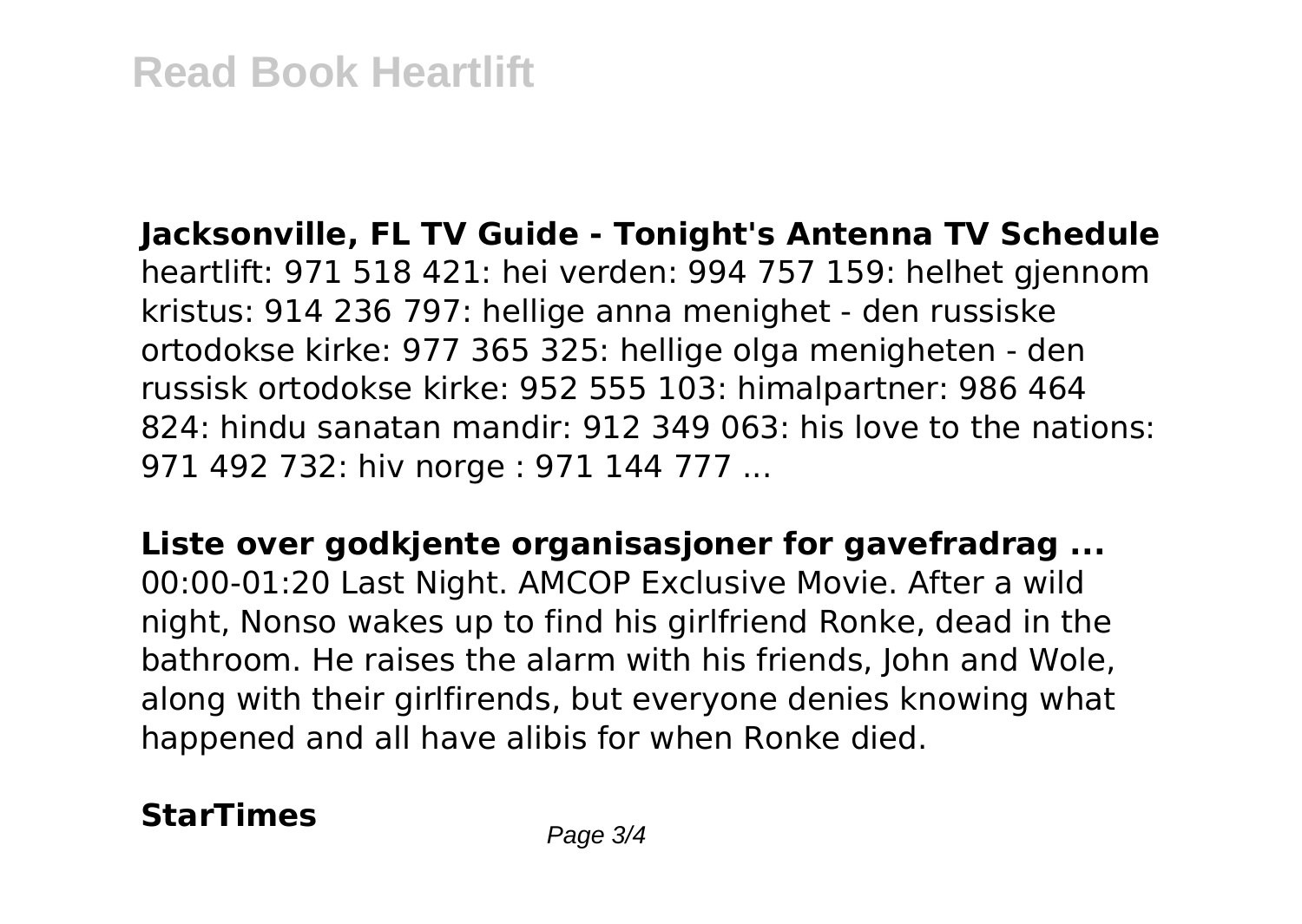**Jacksonville, FL TV Guide - Tonight's Antenna TV Schedule**
heartlift: 971 518 421: hei verden: 994 757 159: helhet gjennom kristus: 914 236 797: hellige anna menighet - den russiske ortodokse kirke: 977 365 325: hellige olga menigheten - den russisk ortodokse kirke: 952 555 103: himalpartner: 986 464 824: hindu sanatan mandir: 912 349 063: his love to the nations: 971 492 732: hiv norge : 971 144 777 ...

**Liste over godkjente organisasjoner for gavefradrag ...**
00:00-01:20 Last Night. AMCOP Exclusive Movie. After a wild night, Nonso wakes up to find his girlfriend Ronke, dead in the bathroom. He raises the alarm with his friends, John and Wole, along with their girlfirends, but everyone denies knowing what happened and all have alibis for when Ronke died.

**StarTimes**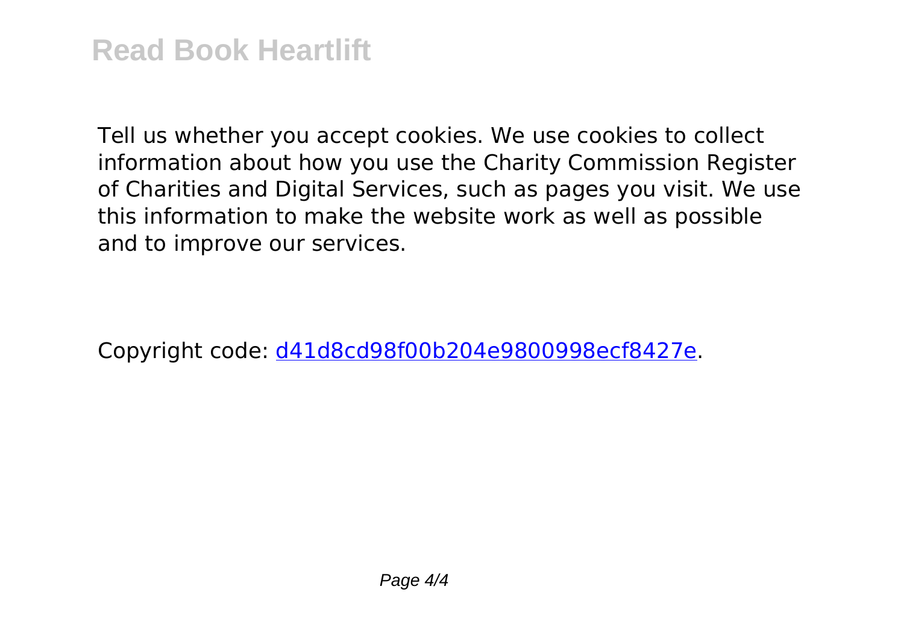Tell us whether you accept cookies. We use cookies to collect information about how you use the Charity Commission Register of Charities and Digital Services, such as pages you visit. We use this information to make the website work as well as possible and to improve our services.

Copyright code: d41d8cd98f00b204e9800998ecf8427e.